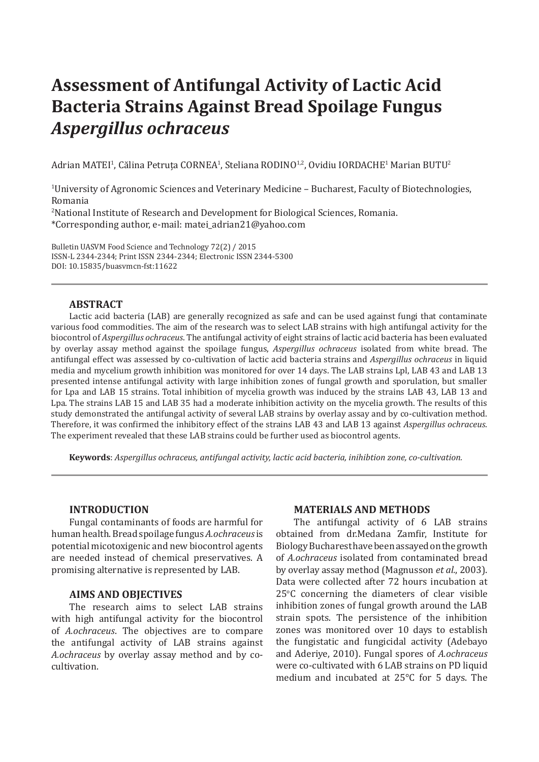// Assessment of Antifungal Activity of Lactic Acid Bacteria Strains Against Bread Spoilage Fungus *Aspergillus ochraceus*

# Assessment of Antifungal Activity of Lactic Acid Bacteria Strains Against Bread Spoilage Fungus *Aspergillus ochraceus*

Adrian MATEI[1], Călina Petruța CORNEA[1], Steliana RODINO[1,2], Ovidiu IORDACHE[1] Marian BUTU[2]

[1]University of Agronomic Sciences and Veterinary Medicine – Bucharest, Faculty of Biotechnologies, Romania

[2]National Institute of Research and Development for Biological Sciences, Romania.

*Corresponding author, e-mail: matei_adrian21@yahoo.com

Bulletin UASVM Food Science and Technology 72(2) / 2015
ISSN-L 2344-2344; Print ISSN 2344-2344; Electronic ISSN 2344-5300
DOI: 10.15835/buasvmcn-fst:11622

## ABSTRACT

Lactic acid bacteria (LAB) are generally recognized as safe and can be used against fungi that contaminate various food commodities. The aim of the research was to select LAB strains with high antifungal activity for the biocontrol of *Aspergillus ochraceus*. The antifungal activity of eight strains of lactic acid bacteria has been evaluated by overlay assay method against the spoilage fungus, *Aspergillus ochraceus* isolated from white bread. The antifungal effect was assessed by co-cultivation of lactic acid bacteria strains and *Aspergillus ochraceus* in liquid media and mycelium growth inhibition was monitored for over 14 days. The LAB strains Lpl, LAB 43 and LAB 13 presented intense antifungal activity with large inhibition zones of fungal growth and sporulation, but smaller for Lpa and LAB 15 strains. Total inhibition of mycelia growth was induced by the strains LAB 43, LAB 13 and Lpa. The strains LAB 15 and LAB 35 had a moderate inhibition activity on the mycelia growth. The results of this study demonstrated the antifungal activity of several LAB strains by overlay assay and by co-cultivation method. Therefore, it was confirmed the inhibitory effect of the strains LAB 43 and LAB 13 against *Aspergillus ochraceus*. The experiment revealed that these LAB strains could be further used as biocontrol agents.

**Keywords**: *Aspergillus ochraceus, antifungal activity, lactic acid bacteria, inihibtion zone, co-cultivation.*

## INTRODUCTION

Fungal contaminants of foods are harmful for human health. Bread spoilage fungus *A.ochraceus* is potential micotoxigenic and new biocontrol agents are needed instead of chemical preservatives. A promising alternative is represented by LAB.

## AIMS AND OBJECTIVES

The research aims to select LAB strains with high antifungal activity for the biocontrol of *A.ochraceus*. The objectives are to compare the antifungal activity of LAB strains against *A.ochraceus* by overlay assay method and by co-cultivation.

## MATERIALS AND METHODS

The antifungal activity of 6 LAB strains obtained from dr.Medana Zamfir, Institute for Biology Bucharest have been assayed on the growth of *A.ochraceus* isolated from contaminated bread by overlay assay method (Magnusson *et al.*, 2003). Data were collected after 72 hours incubation at 25°C concerning the diameters of clear visible inhibition zones of fungal growth around the LAB strain spots. The persistence of the inhibition zones was monitored over 10 days to establish the fungistatic and fungicidal activity (Adebayo and Aderiye, 2010). Fungal spores of *A.ochraceus* were co-cultivated with 6 LAB strains on PD liquid medium and incubated at 25°C for 5 days. The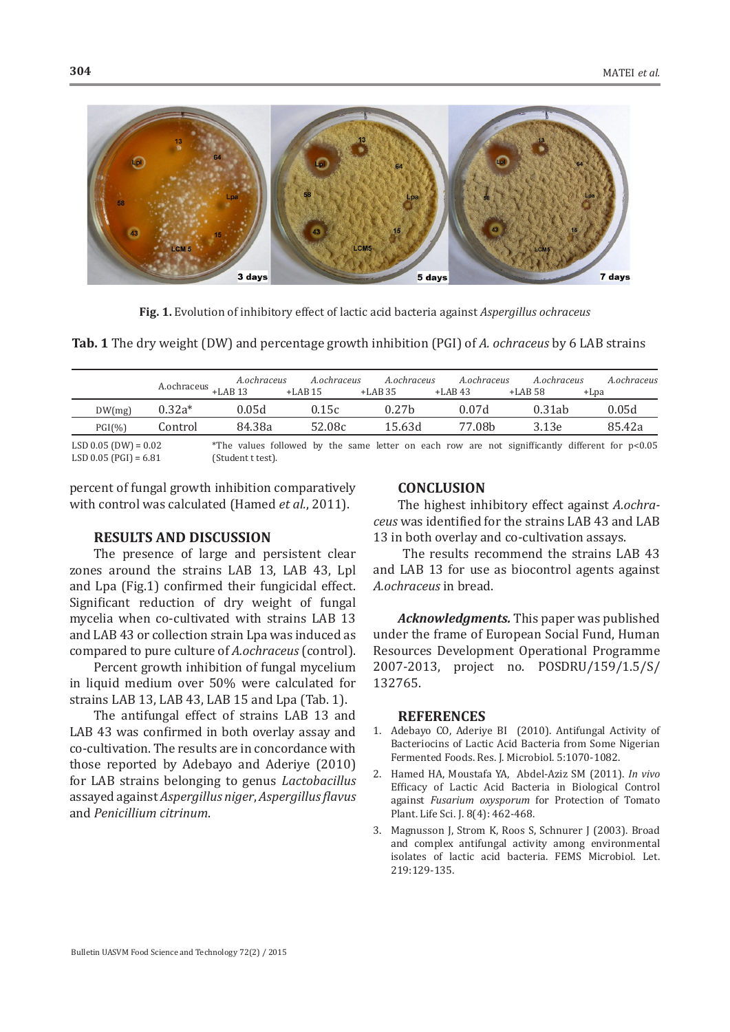Fig. 1. Evolution of inhibitory effect of lactic acid bacteria against *Aspergillus ochraceus*

**Tab. 1** The dry weight (DW) and percentage growth inhibition (PGI) of *A. ochraceus* by 6 LAB strains

| | A.ochraceus | *A.ochraceus* +LAB 13 | *A.ochraceus* +LAB 15 | *A.ochraceus* +LAB 35 | *A.ochraceus* +LAB 43 | *A.ochraceus* +LAB 58 | *A.ochraceus* +Lpa |
|---|---|---|---|---|---|---|---|
| DW(mg) | 0.32a* | 0.05d | 0.15c | 0.27b | 0.07d | 0.31ab | 0.05d |
| PGI(%) | Control | 84.38a | 52.08c | 15.63d | 77.08b | 3.13e | 85.42a |

LSD 0.05 (DW) = 0.02
LSD 0.05 (PGI) = 6.81

*The values followed by the same letter on each row are not significantly different for $p<0.05$ (Student t test).

percent of fungal growth inhibition comparatively with control was calculated (Hamed *et al.*, 2011).

## RESULTS AND DISCUSSION

The presence of large and persistent clear zones around the strains LAB 13, LAB 43, Lpl and Lpa (Fig.1) confirmed their fungicidal effect. Significant reduction of dry weight of fungal mycelia when co-cultivated with strains LAB 13 and LAB 43 or collection strain Lpa was induced as compared to pure culture of *A.ochraceus* (control).

Percent growth inhibition of fungal mycelium in liquid medium over 50% were calculated for strains LAB 13, LAB 43, LAB 15 and Lpa (Tab. 1).

The antifungal effect of strains LAB 13 and LAB 43 was confirmed in both overlay assay and co-cultivation. The results are in concordance with those reported by Adebayo and Aderiye (2010) for LAB strains belonging to genus *Lactobacillus* assayed against *Aspergillus niger*, *Aspergillus flavus* and *Penicillium citrinum*.

## CONCLUSION

The highest inhibitory effect against *A.ochraceus* was identified for the strains LAB 43 and LAB 13 in both overlay and co-cultivation assays.

The results recommend the strains LAB 43 and LAB 13 for use as biocontrol agents against *A.ochraceus* in bread.

***Acknowledgments.*** This paper was published under the frame of European Social Fund, Human Resources Development Operational Programme 2007-2013, project no. POSDRU/159/1.5/S/132765.

## REFERENCES

1. Adebayo CO, Aderiye BI (2010). Antifungal Activity of Bacteriocins of Lactic Acid Bacteria from Some Nigerian Fermented Foods. Res. J. Microbiol. 5:1070-1082.
2. Hamed HA, Moustafa YA, Abdel-Aziz SM (2011). *In vivo* Efficacy of Lactic Acid Bacteria in Biological Control against *Fusarium oxysporum* for Protection of Tomato Plant. Life Sci. J. 8(4): 462-468.
3. Magnusson J, Strom K, Roos S, Schnurer J (2003). Broad and complex antifungal activity among environmental isolates of lactic acid bacteria. FEMS Microbiol. Let. 219:129-135.